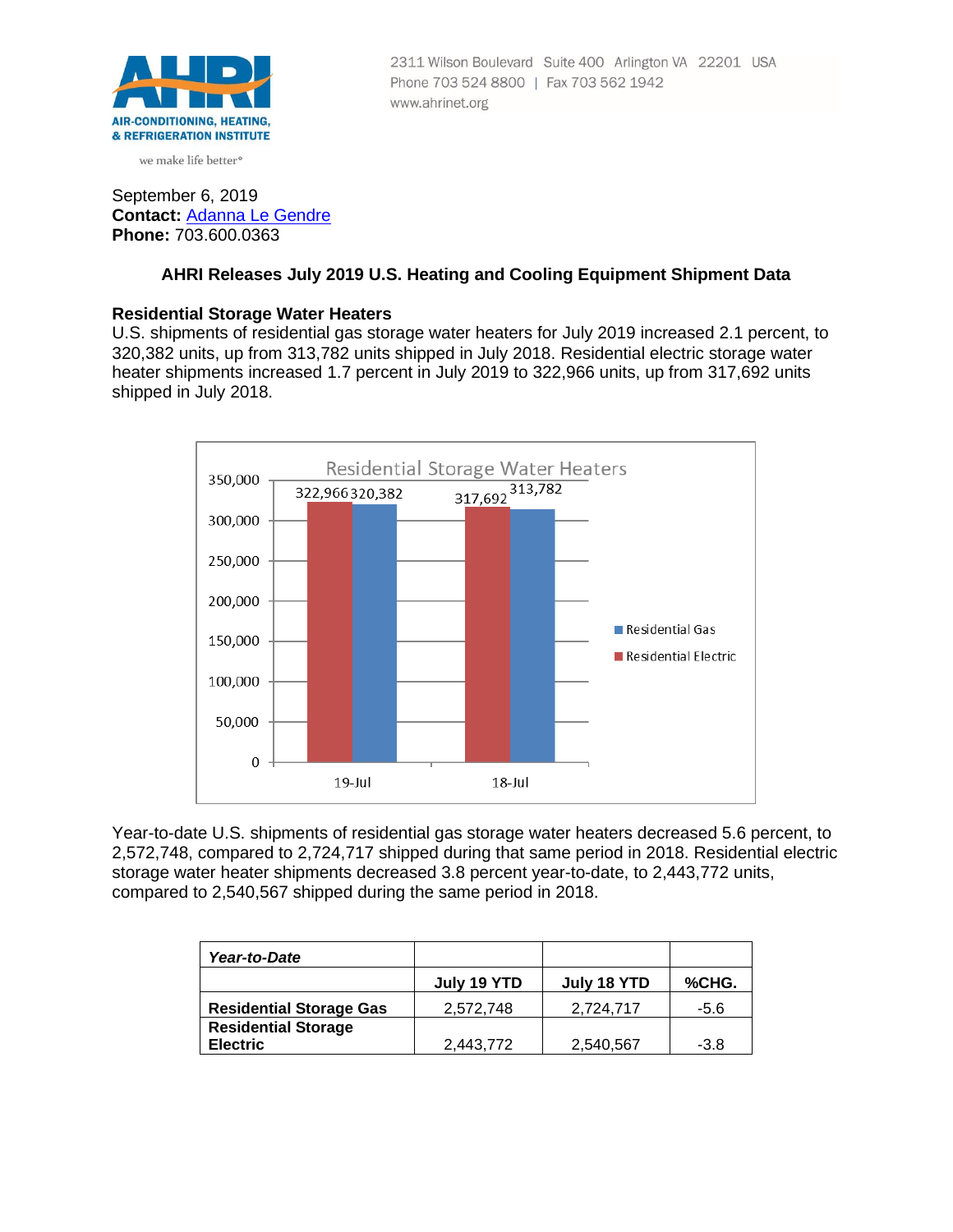AHRI
AIR-CONDITIONING, HEATING, & REFRIGERATION INSTITUTE
we make life better®

2311 Wilson Boulevard Suite 400 Arlington VA 22201 USA
Phone 703 524 8800 | Fax 703 562 1942
www.ahrinet.org

September 6, 2019
**Contact:** Adanna Le Gendre
**Phone:** 703.600.0363

# AHRI Releases July 2019 U.S. Heating and Cooling Equipment Shipment Data

## Residential Storage Water Heaters

U.S. shipments of residential gas storage water heaters for July 2019 increased 2.1 percent, to 320,382 units, up from 313,782 units shipped in July 2018. Residential electric storage water heater shipments increased 1.7 percent in July 2019 to 322,966 units, up from 317,692 units shipped in July 2018.

Residential Storage Water Heaters

| | Residential Electric | Residential Gas |
|---|---|---|
| 19-Jul | 322,966 | 320,382 |
| 18-Jul | 317,692 | 313,782 |

Year-to-date U.S. shipments of residential gas storage water heaters decreased 5.6 percent, to 2,572,748, compared to 2,724,717 shipped during that same period in 2018. Residential electric storage water heater shipments decreased 3.8 percent year-to-date, to 2,443,772 units, compared to 2,540,567 shipped during the same period in 2018.

| *Year-to-Date* | | | |
|---|---|---|---|
| | **July 19 YTD** | **July 18 YTD** | **%CHG.** |
| **Residential Storage Gas** | 2,572,748 | 2,724,717 | -5.6 |
| **Residential Storage Electric** | 2,443,772 | 2,540,567 | -3.8 |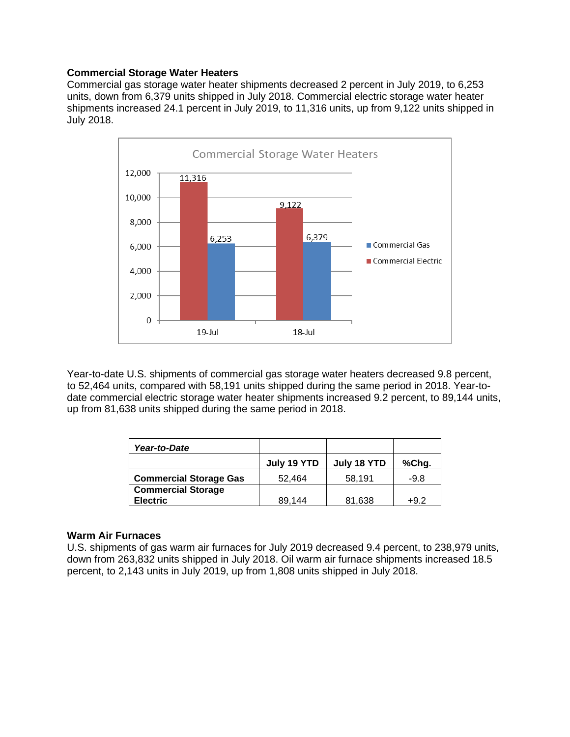### Commercial Storage Water Heaters

Commercial gas storage water heater shipments decreased 2 percent in July 2019, to 6,253 units, down from 6,379 units shipped in July 2018. Commercial electric storage water heater shipments increased 24.1 percent in July 2019, to 11,316 units, up from 9,122 units shipped in July 2018.

Year-to-date U.S. shipments of commercial gas storage water heaters decreased 9.8 percent, to 52,464 units, compared with 58,191 units shipped during the same period in 2018. Year-to-date commercial electric storage water heater shipments increased 9.2 percent, to 89,144 units, up from 81,638 units shipped during the same period in 2018.

| ***Year-to-Date*** | | | |
|---|---|---|---|
| | **July 19 YTD** | **July 18 YTD** | **%Chg.** |
| **Commercial Storage Gas** | 52,464 | 58,191 | -9.8 |
| **Commercial Storage Electric** | 89,144 | 81,638 | +9.2 |

### Warm Air Furnaces

U.S. shipments of gas warm air furnaces for July 2019 decreased 9.4 percent, to 238,979 units, down from 263,832 units shipped in July 2018. Oil warm air furnace shipments increased 18.5 percent, to 2,143 units in July 2019, up from 1,808 units shipped in July 2018.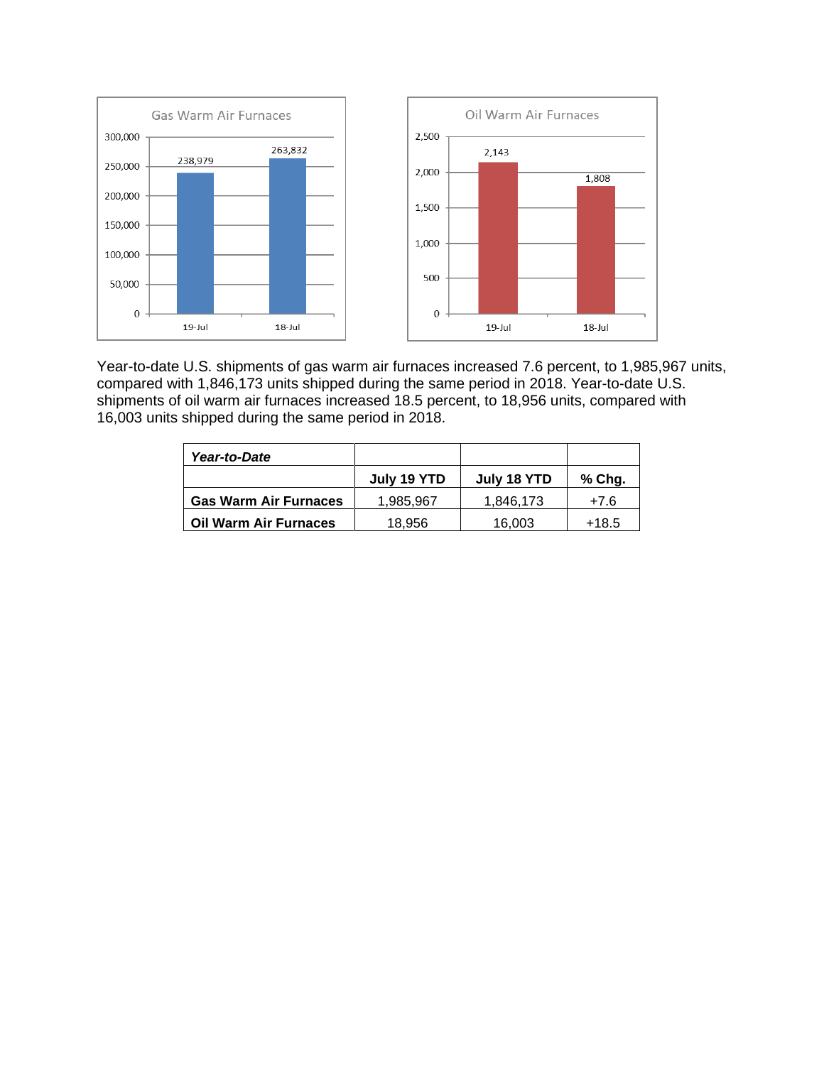**Gas Warm Air Furnaces**

| | Units |
|---|---|
| 19-Jul | 238,979 |
| 18-Jul | 263,832 |

**Oil Warm Air Furnaces**

| | Units |
|---|---|
| 19-Jul | 2,143 |
| 18-Jul | 1,808 |

Year-to-date U.S. shipments of gas warm air furnaces increased 7.6 percent, to 1,985,967 units, compared with 1,846,173 units shipped during the same period in 2018. Year-to-date U.S. shipments of oil warm air furnaces increased 18.5 percent, to 18,956 units, compared with 16,003 units shipped during the same period in 2018.

| ***Year-to-Date*** | | | |
|---|---|---|---|
| | **July 19 YTD** | **July 18 YTD** | **% Chg.** |
| **Gas Warm Air Furnaces** | 1,985,967 | 1,846,173 | +7.6 |
| **Oil Warm Air Furnaces** | 18,956 | 16,003 | +18.5 |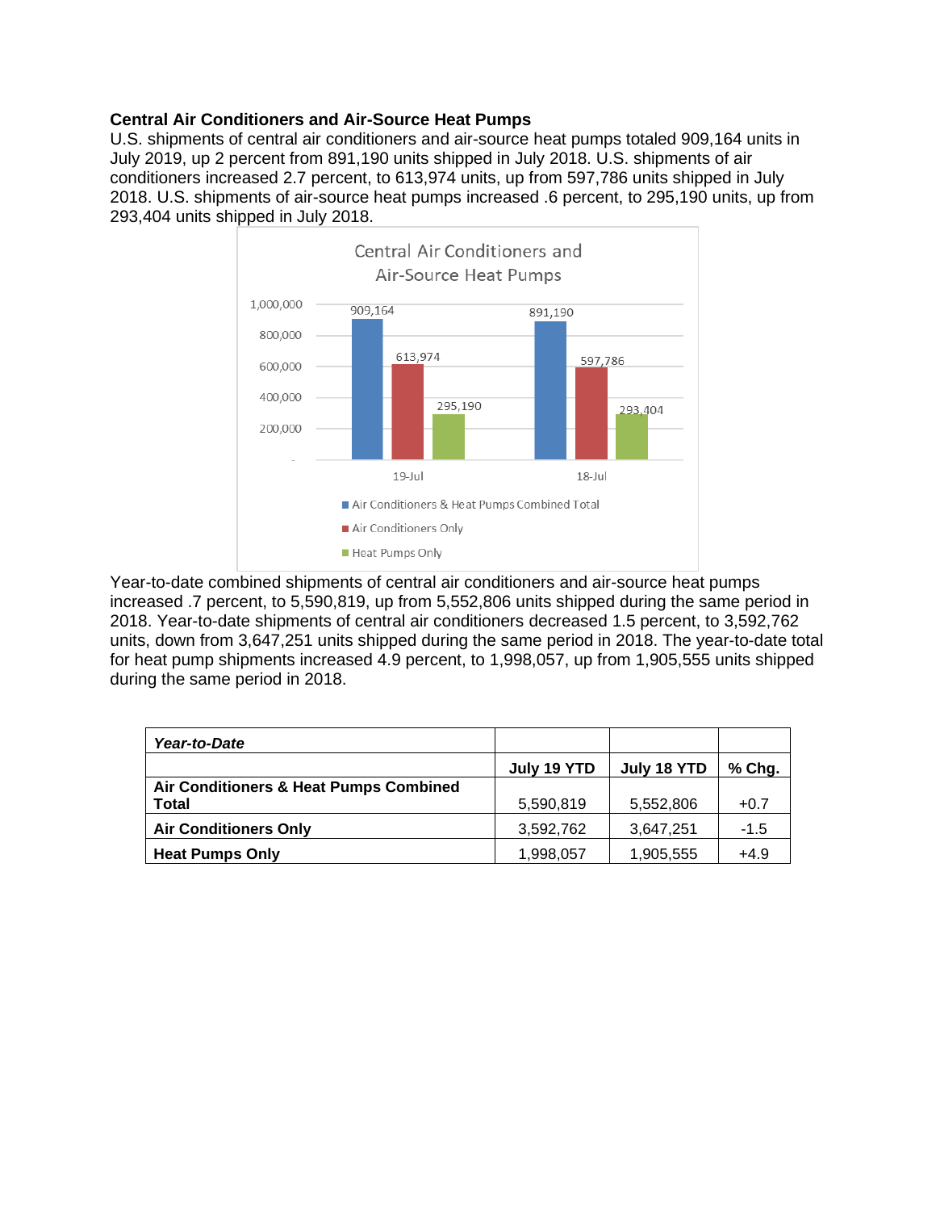**Central Air Conditioners and Air-Source Heat Pumps**

U.S. shipments of central air conditioners and air-source heat pumps totaled 909,164 units in July 2019, up 2 percent from 891,190 units shipped in July 2018. U.S. shipments of air conditioners increased 2.7 percent, to 613,974 units, up from 597,786 units shipped in July 2018. U.S. shipments of air-source heat pumps increased .6 percent, to 295,190 units, up from 293,404 units shipped in July 2018.

Central Air Conditioners and Air-Source Heat Pumps

| | 19-Jul | 18-Jul |
|---|---|---|
| Air Conditioners & Heat Pumps Combined Total | 909,164 | 891,190 |
| Air Conditioners Only | 613,974 | 597,786 |
| Heat Pumps Only | 295,190 | 293,404 |

Year-to-date combined shipments of central air conditioners and air-source heat pumps increased .7 percent, to 5,590,819, up from 5,552,806 units shipped during the same period in 2018. Year-to-date shipments of central air conditioners decreased 1.5 percent, to 3,592,762 units, down from 3,647,251 units shipped during the same period in 2018. The year-to-date total for heat pump shipments increased 4.9 percent, to 1,998,057, up from 1,905,555 units shipped during the same period in 2018.

| ***Year-to-Date*** | | | |
|---|---|---|---|
| | **July 19 YTD** | **July 18 YTD** | **% Chg.** |
| **Air Conditioners & Heat Pumps Combined Total** | 5,590,819 | 5,552,806 | +0.7 |
| **Air Conditioners Only** | 3,592,762 | 3,647,251 | -1.5 |
| **Heat Pumps Only** | 1,998,057 | 1,905,555 | +4.9 |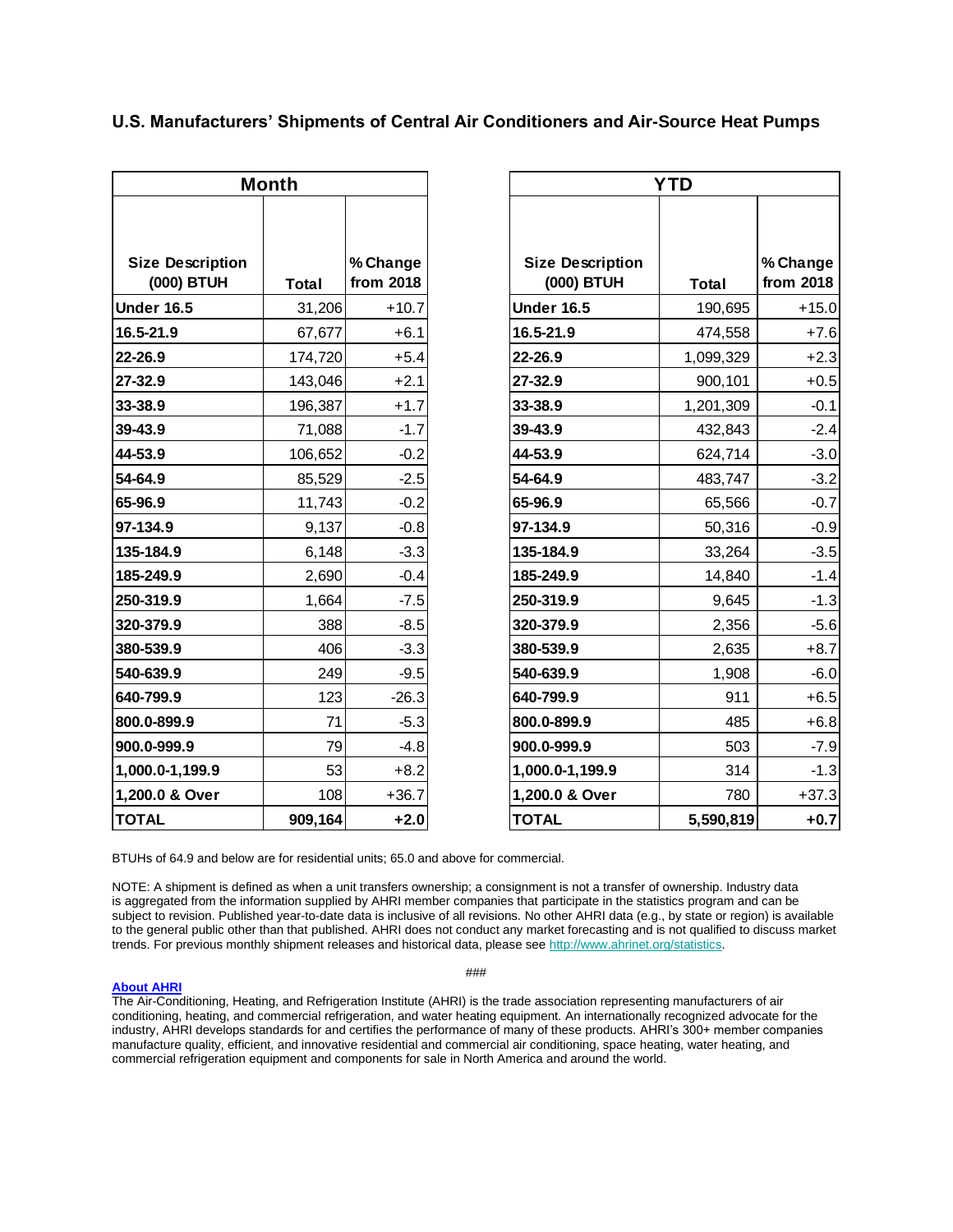## U.S. Manufacturers' Shipments of Central Air Conditioners and Air-Source Heat Pumps

| Month | | |
|---|---|---|
| **Size Description (000) BTUH** | **Total** | **% Change from 2018** |
| **Under 16.5** | 31,206 | +10.7 |
| **16.5-21.9** | 67,677 | +6.1 |
| **22-26.9** | 174,720 | +5.4 |
| **27-32.9** | 143,046 | +2.1 |
| **33-38.9** | 196,387 | +1.7 |
| **39-43.9** | 71,088 | -1.7 |
| **44-53.9** | 106,652 | -0.2 |
| **54-64.9** | 85,529 | -2.5 |
| **65-96.9** | 11,743 | -0.2 |
| **97-134.9** | 9,137 | -0.8 |
| **135-184.9** | 6,148 | -3.3 |
| **185-249.9** | 2,690 | -0.4 |
| **250-319.9** | 1,664 | -7.5 |
| **320-379.9** | 388 | -8.5 |
| **380-539.9** | 406 | -3.3 |
| **540-639.9** | 249 | -9.5 |
| **640-799.9** | 123 | -26.3 |
| **800.0-899.9** | 71 | -5.3 |
| **900.0-999.9** | 79 | -4.8 |
| **1,000.0-1,199.9** | 53 | +8.2 |
| **1,200.0 & Over** | 108 | +36.7 |
| **TOTAL** | **909,164** | **+2.0** |

| YTD | | |
|---|---|---|
| **Size Description (000) BTUH** | **Total** | **% Change from 2018** |
| **Under 16.5** | 190,695 | +15.0 |
| **16.5-21.9** | 474,558 | +7.6 |
| **22-26.9** | 1,099,329 | +2.3 |
| **27-32.9** | 900,101 | +0.5 |
| **33-38.9** | 1,201,309 | -0.1 |
| **39-43.9** | 432,843 | -2.4 |
| **44-53.9** | 624,714 | -3.0 |
| **54-64.9** | 483,747 | -3.2 |
| **65-96.9** | 65,566 | -0.7 |
| **97-134.9** | 50,316 | -0.9 |
| **135-184.9** | 33,264 | -3.5 |
| **185-249.9** | 14,840 | -1.4 |
| **250-319.9** | 9,645 | -1.3 |
| **320-379.9** | 2,356 | -5.6 |
| **380-539.9** | 2,635 | +8.7 |
| **540-639.9** | 1,908 | -6.0 |
| **640-799.9** | 911 | +6.5 |
| **800.0-899.9** | 485 | +6.8 |
| **900.0-999.9** | 503 | -7.9 |
| **1,000.0-1,199.9** | 314 | -1.3 |
| **1,200.0 & Over** | 780 | +37.3 |
| **TOTAL** | **5,590,819** | **+0.7** |

BTUHs of 64.9 and below are for residential units; 65.0 and above for commercial.

NOTE: A shipment is defined as when a unit transfers ownership; a consignment is not a transfer of ownership. Industry data is aggregated from the information supplied by AHRI member companies that participate in the statistics program and can be subject to revision. Published year-to-date data is inclusive of all revisions. No other AHRI data (e.g., by state or region) is available to the general public other than that published. AHRI does not conduct any market forecasting and is not qualified to discuss market trends. For previous monthly shipment releases and historical data, please see http://www.ahrinet.org/statistics.

###

**About AHRI**

The Air-Conditioning, Heating, and Refrigeration Institute (AHRI) is the trade association representing manufacturers of air conditioning, heating, and commercial refrigeration, and water heating equipment. An internationally recognized advocate for the industry, AHRI develops standards for and certifies the performance of many of these products. AHRI's 300+ member companies manufacture quality, efficient, and innovative residential and commercial air conditioning, space heating, water heating, and commercial refrigeration equipment and components for sale in North America and around the world.